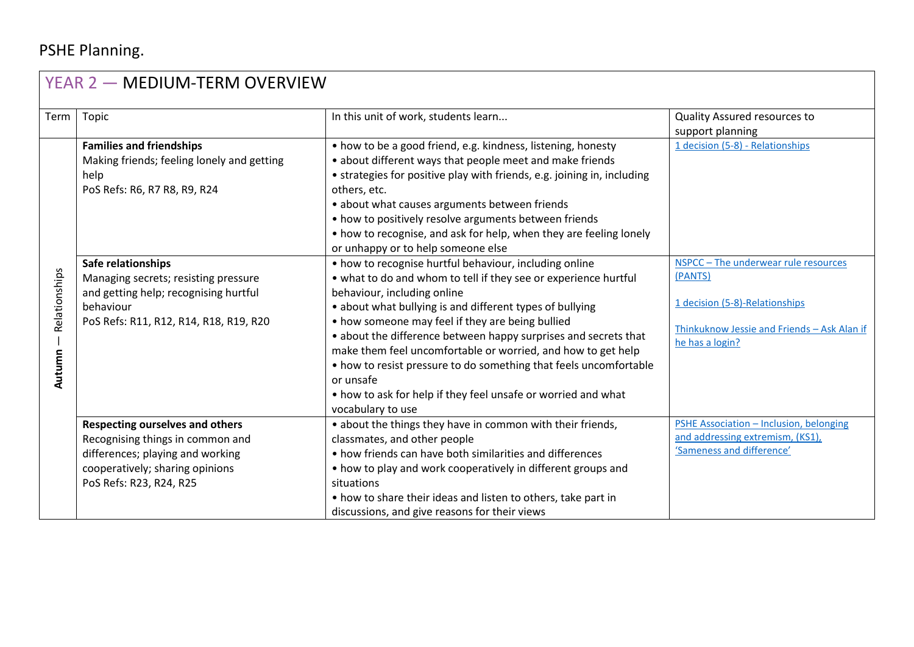PSHE Planning.

## YEAR 2 — MEDIUM-TERM OVERVIEW

| Term | Topic | In this unit of work, students learn... | Quality Assured resources to support planning |
|---|---|---|---|
| Autumn — Relationships | **Families and friendships**<br>Making friends; feeling lonely and getting help<br>PoS Refs: R6, R7 R8, R9, R24 | • how to be a good friend, e.g. kindness, listening, honesty<br>• about different ways that people meet and make friends<br>• strategies for positive play with friends, e.g. joining in, including others, etc.<br>• about what causes arguments between friends<br>• how to positively resolve arguments between friends<br>• how to recognise, and ask for help, when they are feeling lonely or unhappy or to help someone else | 1 decision (5-8) - Relationships |
| | **Safe relationships**<br>Managing secrets; resisting pressure and getting help; recognising hurtful behaviour<br>PoS Refs: R11, R12, R14, R18, R19, R20 | • how to recognise hurtful behaviour, including online<br>• what to do and whom to tell if they see or experience hurtful behaviour, including online<br>• about what bullying is and different types of bullying<br>• how someone may feel if they are being bullied<br>• about the difference between happy surprises and secrets that make them feel uncomfortable or worried, and how to get help<br>• how to resist pressure to do something that feels uncomfortable or unsafe<br>• how to ask for help if they feel unsafe or worried and what vocabulary to use | NSPCC – The underwear rule resources (PANTS)<br><br>1 decision (5-8)-Relationships<br><br>Thinkuknow Jessie and Friends – Ask Alan if he has a login? |
| | **Respecting ourselves and others**<br>Recognising things in common and differences; playing and working cooperatively; sharing opinions<br>PoS Refs: R23, R24, R25 | • about the things they have in common with their friends, classmates, and other people<br>• how friends can have both similarities and differences<br>• how to play and work cooperatively in different groups and situations<br>• how to share their ideas and listen to others, take part in discussions, and give reasons for their views | PSHE Association – Inclusion, belonging and addressing extremism, (KS1), 'Sameness and difference' |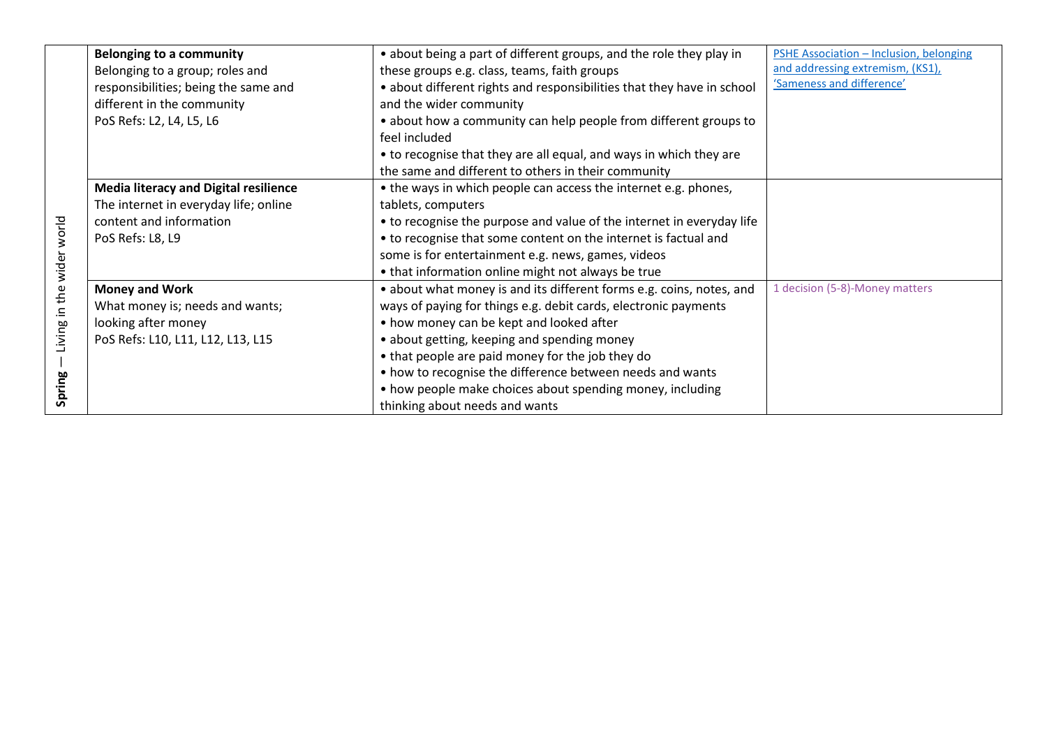| | | | |
|---|---|---|---|
| Spring — Living in the wider world | **Belonging to a community**<br>Belonging to a group; roles and responsibilities; being the same and different in the community<br>PoS Refs: L2, L4, L5, L6 | • about being a part of different groups, and the role they play in these groups e.g. class, teams, faith groups<br>• about different rights and responsibilities that they have in school and the wider community<br>• about how a community can help people from different groups to feel included<br>• to recognise that they are all equal, and ways in which they are the same and different to others in their community | PSHE Association – Inclusion, belonging and addressing extremism, (KS1), 'Sameness and difference' |
| | **Media literacy and Digital resilience**<br>The internet in everyday life; online content and information<br>PoS Refs: L8, L9 | • the ways in which people can access the internet e.g. phones, tablets, computers<br>• to recognise the purpose and value of the internet in everyday life<br>• to recognise that some content on the internet is factual and some is for entertainment e.g. news, games, videos<br>• that information online might not always be true | |
| | **Money and Work**<br>What money is; needs and wants; looking after money<br>PoS Refs: L10, L11, L12, L13, L15 | • about what money is and its different forms e.g. coins, notes, and ways of paying for things e.g. debit cards, electronic payments<br>• how money can be kept and looked after<br>• about getting, keeping and spending money<br>• that people are paid money for the job they do<br>• how to recognise the difference between needs and wants<br>• how people make choices about spending money, including thinking about needs and wants | 1 decision (5-8)-Money matters |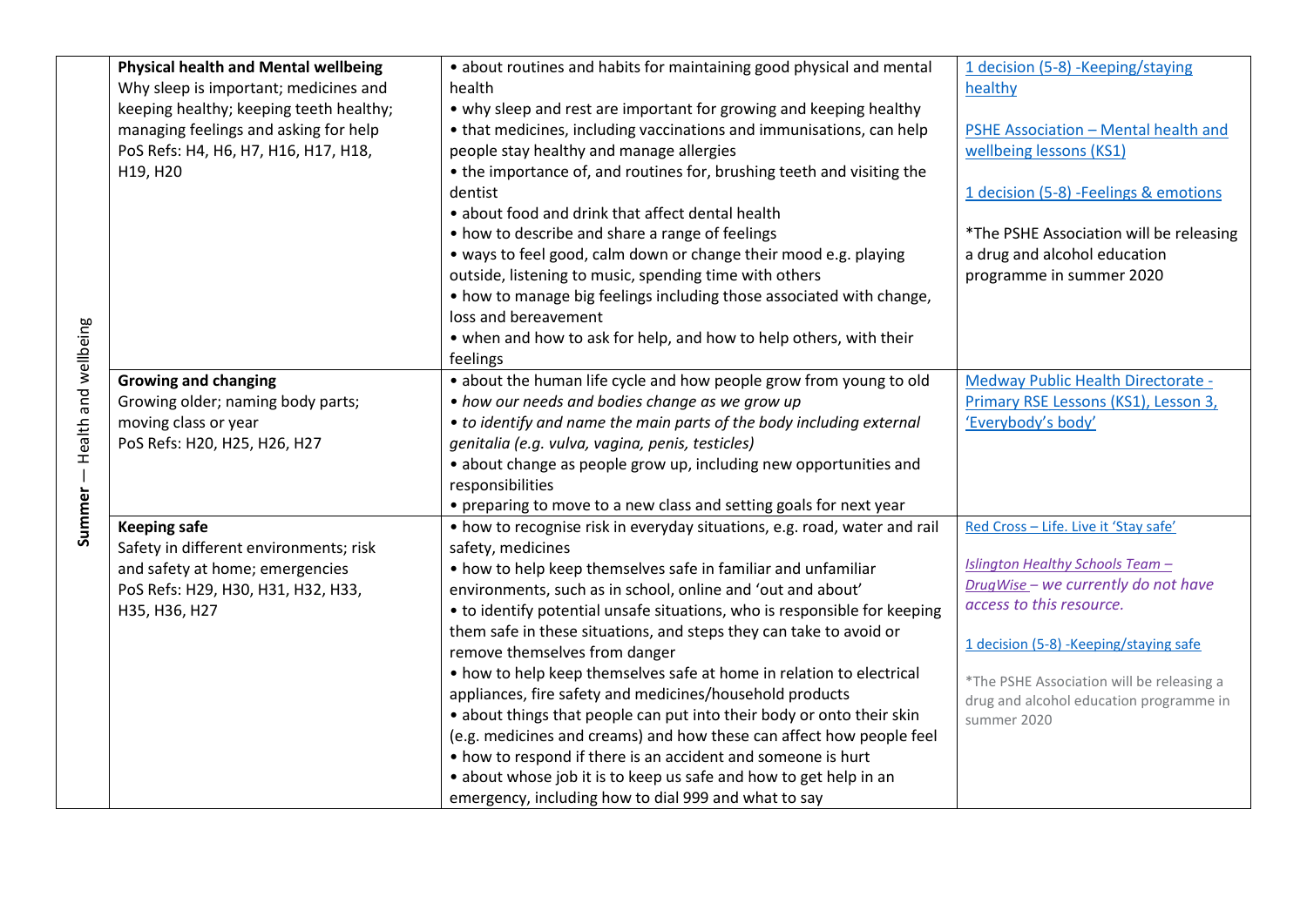| | | | |
|---|---|---|---|
| **Summer — Health and wellbeing** | **Physical health and Mental wellbeing**<br>Why sleep is important; medicines and keeping healthy; keeping teeth healthy; managing feelings and asking for help<br>PoS Refs: H4, H6, H7, H16, H17, H18, H19, H20 | • about routines and habits for maintaining good physical and mental health<br>• why sleep and rest are important for growing and keeping healthy<br>• that medicines, including vaccinations and immunisations, can help people stay healthy and manage allergies<br>• the importance of, and routines for, brushing teeth and visiting the dentist<br>• about food and drink that affect dental health<br>• how to describe and share a range of feelings<br>• ways to feel good, calm down or change their mood e.g. playing outside, listening to music, spending time with others<br>• how to manage big feelings including those associated with change, loss and bereavement<br>• when and how to ask for help, and how to help others, with their feelings | 1 decision (5-8) -Keeping/staying healthy<br><br>PSHE Association – Mental health and wellbeing lessons (KS1)<br><br>1 decision (5-8) -Feelings & emotions<br><br>*The PSHE Association will be releasing a drug and alcohol education programme in summer 2020 |
| | **Growing and changing**<br>Growing older; naming body parts; moving class or year<br>PoS Refs: H20, H25, H26, H27 | • about the human life cycle and how people grow from young to old<br>• *how our needs and bodies change as we grow up*<br>• *to identify and name the main parts of the body including external genitalia (e.g. vulva, vagina, penis, testicles)*<br>• about change as people grow up, including new opportunities and responsibilities<br>• preparing to move to a new class and setting goals for next year | Medway Public Health Directorate - Primary RSE Lessons (KS1), Lesson 3, 'Everybody's body' |
| | **Keeping safe**<br>Safety in different environments; risk and safety at home; emergencies<br>PoS Refs: H29, H30, H31, H32, H33, H35, H36, H27 | • how to recognise risk in everyday situations, e.g. road, water and rail safety, medicines<br>• how to help keep themselves safe in familiar and unfamiliar environments, such as in school, online and 'out and about'<br>• to identify potential unsafe situations, who is responsible for keeping them safe in these situations, and steps they can take to avoid or remove themselves from danger<br>• how to help keep themselves safe at home in relation to electrical appliances, fire safety and medicines/household products<br>• about things that people can put into their body or onto their skin (e.g. medicines and creams) and how these can affect how people feel<br>• how to respond if there is an accident and someone is hurt<br>• about whose job it is to keep us safe and how to get help in an emergency, including how to dial 999 and what to say | Red Cross – Life. Live it 'Stay safe'<br><br>*Islington Healthy Schools Team – DrugWise – we currently do not have access to this resource.*<br><br>1 decision (5-8) -Keeping/staying safe<br><br>*The PSHE Association will be releasing a drug and alcohol education programme in summer 2020 |